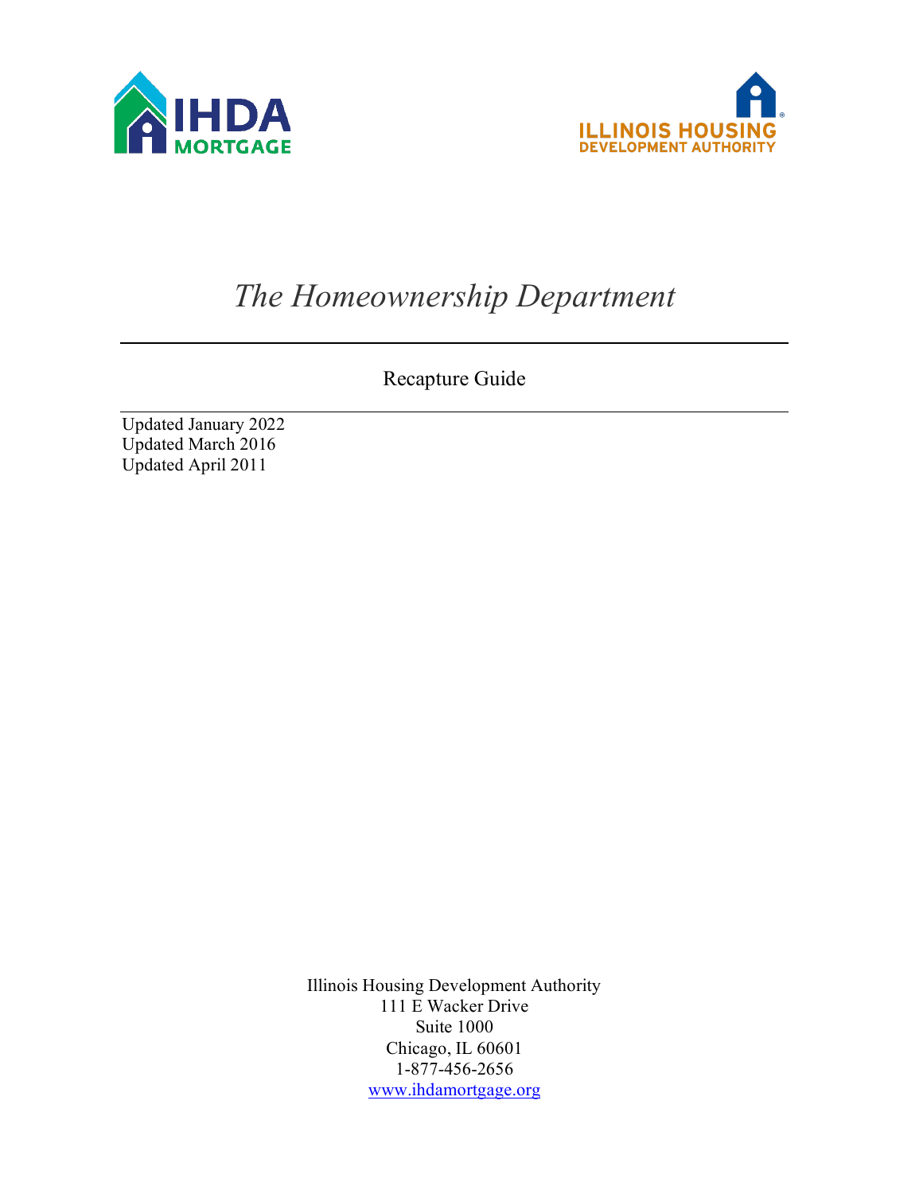IHDA MORTGAGE

ILLINOIS HOUSING DEVELOPMENT AUTHORITY

# *The Homeownership Department*

## Recapture Guide

Updated January 2022
Updated March 2016
Updated April 2011

Illinois Housing Development Authority
111 E Wacker Drive
Suite 1000
Chicago, IL 60601
1-877-456-2656
www.ihdamortgage.org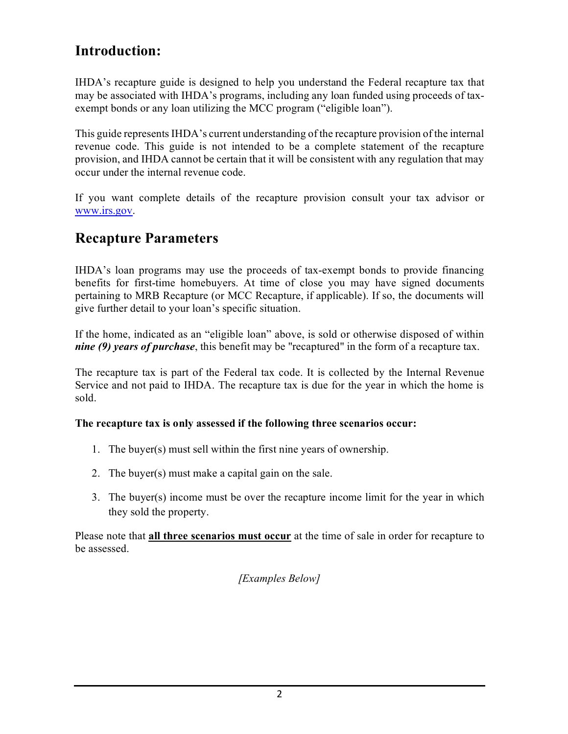## Introduction:

IHDA's recapture guide is designed to help you understand the Federal recapture tax that may be associated with IHDA's programs, including any loan funded using proceeds of tax-exempt bonds or any loan utilizing the MCC program ("eligible loan").

This guide represents IHDA's current understanding of the recapture provision of the internal revenue code. This guide is not intended to be a complete statement of the recapture provision, and IHDA cannot be certain that it will be consistent with any regulation that may occur under the internal revenue code.

If you want complete details of the recapture provision consult your tax advisor or [www.irs.gov](http://www.irs.gov).

## Recapture Parameters

IHDA's loan programs may use the proceeds of tax-exempt bonds to provide financing benefits for first-time homebuyers. At time of close you may have signed documents pertaining to MRB Recapture (or MCC Recapture, if applicable). If so, the documents will give further detail to your loan's specific situation.

If the home, indicated as an "eligible loan" above, is sold or otherwise disposed of within ***nine (9) years of purchase***, this benefit may be "recaptured" in the form of a recapture tax.

The recapture tax is part of the Federal tax code. It is collected by the Internal Revenue Service and not paid to IHDA. The recapture tax is due for the year in which the home is sold.

**The recapture tax is only assessed if the following three scenarios occur:**

1. The buyer(s) must sell within the first nine years of ownership.
2. The buyer(s) must make a capital gain on the sale.
3. The buyer(s) income must be over the recapture income limit for the year in which they sold the property.

Please note that **<u>all three scenarios must occur</u>** at the time of sale in order for recapture to be assessed.

*[Examples Below]*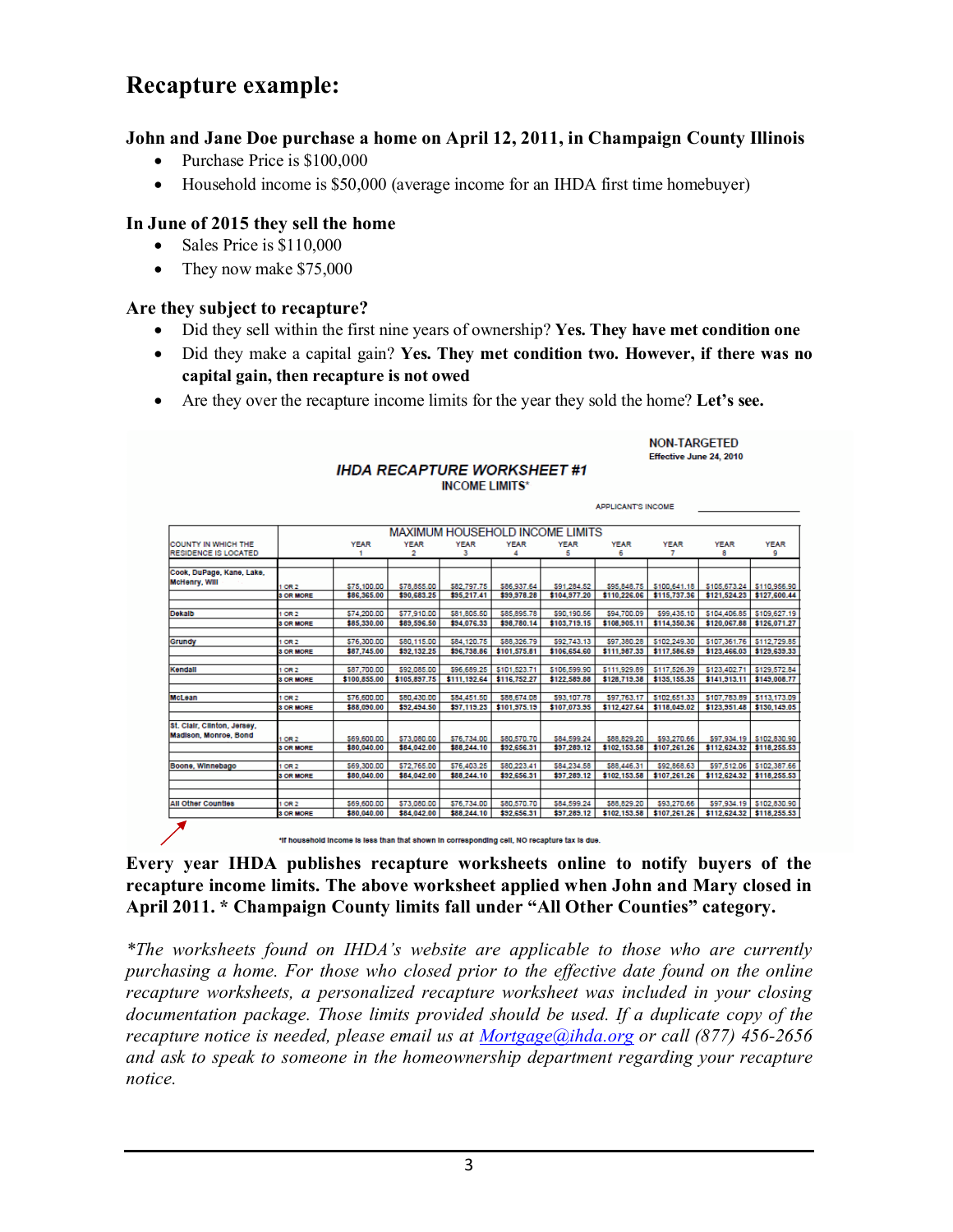## Recapture example:

### John and Jane Doe purchase a home on April 12, 2011, in Champaign County Illinois

- Purchase Price is $100,000
- Household income is $50,000 (average income for an IHDA first time homebuyer)

### In June of 2015 they sell the home

- Sales Price is $110,000
- They now make $75,000

### Are they subject to recapture?

- Did they sell within the first nine years of ownership? **Yes. They have met condition one**
- Did they make a capital gain? **Yes. They met condition two. However, if there was no capital gain, then recapture is not owed**
- Are they over the recapture income limits for the year they sold the home? **Let's see.**

NON-TARGETED
Effective June 24, 2010

**IHDA RECAPTURE WORKSHEET #1**
**INCOME LIMITS***

APPLICANT'S INCOME ____________

| COUNTY IN WHICH THE RESIDENCE IS LOCATED | | MAXIMUM HOUSEHOLD INCOME LIMITS | | | | | | | | |
|---|---|---|---|---|---|---|---|---|---|---|
| | | YEAR 1 | YEAR 2 | YEAR 3 | YEAR 4 | YEAR 5 | YEAR 6 | YEAR 7 | YEAR 8 | YEAR 9 |
| Cook, DuPage, Kane, Lake, McHenry, Will | 1 OR 2 | $75,100.00 | $78,855.00 | $82,797.75 | $86,937.64 | $91,284.52 | $95,848.75 | $100,641.18 | $105,673.24 | $110,956.90 |
| | 3 OR MORE | $86,365.00 | $90,683.25 | $95,217.41 | $99,978.28 | $104,977.20 | $110,226.06 | $115,737.36 | $121,524.23 | $127,600.44 |
| Dekalb | 1 OR 2 | $74,200.00 | $77,910.00 | $81,805.50 | $85,895.78 | $90,190.56 | $94,700.09 | $99,435.10 | $104,406.85 | $109,627.19 |
| | 3 OR MORE | $85,330.00 | $89,596.50 | $94,076.33 | $98,780.14 | $103,719.15 | $108,905.11 | $114,350.36 | $120,067.88 | $126,071.27 |
| Grundy | 1 OR 2 | $76,300.00 | $80,115.00 | $84,120.75 | $88,326.79 | $92,743.13 | $97,380.28 | $102,249.30 | $107,361.76 | $112,729.85 |
| | 3 OR MORE | $87,745.00 | $92,132.25 | $96,738.86 | $101,575.81 | $106,654.60 | $111,987.33 | $117,586.69 | $123,466.03 | $129,639.33 |
| Kendall | 1 OR 2 | $87,700.00 | $92,085.00 | $96,689.25 | $101,523.71 | $106,599.90 | $111,929.89 | $117,526.39 | $123,402.71 | $129,572.84 |
| | 3 OR MORE | $100,855.00 | $105,897.75 | $111,192.64 | $116,752.27 | $122,589.88 | $128,719.38 | $135,155.35 | $141,913.11 | $149,008.77 |
| McLean | 1 OR 2 | $76,600.00 | $80,430.00 | $84,451.50 | $88,674.08 | $93,107.78 | $97,763.17 | $102,651.33 | $107,783.89 | $113,173.09 |
| | 3 OR MORE | $88,090.00 | $92,494.50 | $97,119.23 | $101,975.19 | $107,073.95 | $112,427.64 | $118,049.02 | $123,951.48 | $130,149.05 |
| St. Clair, Clinton, Jersey, Madison, Monroe, Bond | 1 OR 2 | $69,600.00 | $73,080.00 | $76,734.00 | $80,570.70 | $84,599.24 | $88,829.20 | $93,270.66 | $97,934.19 | $102,830.90 |
| | 3 OR MORE | $80,040.00 | $84,042.00 | $88,244.10 | $92,656.31 | $97,289.12 | $102,153.58 | $107,261.26 | $112,624.32 | $118,255.53 |
| Boone, Winnebago | 1 OR 2 | $69,300.00 | $72,765.00 | $76,403.25 | $80,223.41 | $84,234.58 | $88,446.31 | $92,868.63 | $97,512.06 | $102,387.66 |
| | 3 OR MORE | $80,040.00 | $84,042.00 | $88,244.10 | $92,656.31 | $97,289.12 | $102,153.58 | $107,261.26 | $112,624.32 | $118,255.53 |
| All Other Counties | 1 OR 2 | $69,600.00 | $73,080.00 | $76,734.00 | $80,570.70 | $84,599.24 | $88,829.20 | $93,270.66 | $97,934.19 | $102,830.90 |
| | 3 OR MORE | $80,040.00 | $84,042.00 | $88,244.10 | $92,656.31 | $97,289.12 | $102,153.58 | $107,261.26 | $112,624.32 | $118,255.53 |

*If household income is less than that shown in corresponding cell, NO recapture tax is due.

**Every year IHDA publishes recapture worksheets online to notify buyers of the recapture income limits. The above worksheet applied when John and Mary closed in April 2011. * Champaign County limits fall under "All Other Counties" category.**

*\*The worksheets found on IHDA's website are applicable to those who are currently purchasing a home. For those who closed prior to the effective date found on the online recapture worksheets, a personalized recapture worksheet was included in your closing documentation package. Those limits provided should be used. If a duplicate copy of the recapture notice is needed, please email us at [Mortgage@ihda.org](mailto:Mortgage@ihda.org) or call (877) 456-2656 and ask to speak to someone in the homeownership department regarding your recapture notice.*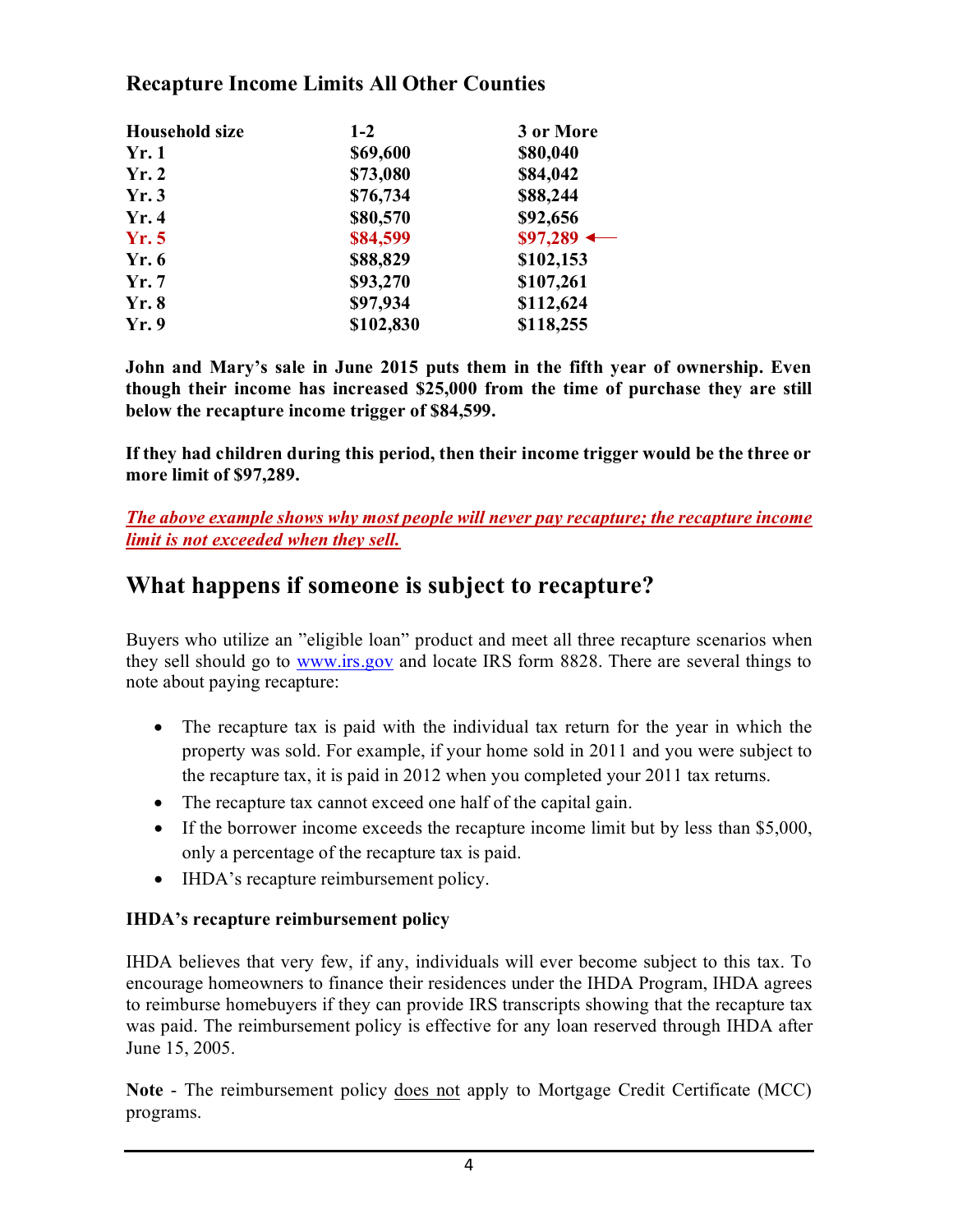### Recapture Income Limits All Other Counties

| Household size | 1-2 | 3 or More |
|---|---|---|
| Yr. 1 | $69,600 | $80,040 |
| Yr. 2 | $73,080 | $84,042 |
| Yr. 3 | $76,734 | $88,244 |
| Yr. 4 | $80,570 | $92,656 |
| Yr. 5 | $84,599 | $97,289 ← |
| Yr. 6 | $88,829 | $102,153 |
| Yr. 7 | $93,270 | $107,261 |
| Yr. 8 | $97,934 | $112,624 |
| Yr. 9 | $102,830 | $118,255 |

**John and Mary's sale in June 2015 puts them in the fifth year of ownership. Even though their income has increased $25,000 from the time of purchase they are still below the recapture income trigger of $84,599.**

**If they had children during this period, then their income trigger would be the three or more limit of $97,289.**

***The above example shows why most people will never pay recapture; the recapture income limit is not exceeded when they sell.***

## What happens if someone is subject to recapture?

Buyers who utilize an "eligible loan" product and meet all three recapture scenarios when they sell should go to www.irs.gov and locate IRS form 8828. There are several things to note about paying recapture:

- The recapture tax is paid with the individual tax return for the year in which the property was sold. For example, if your home sold in 2011 and you were subject to the recapture tax, it is paid in 2012 when you completed your 2011 tax returns.
- The recapture tax cannot exceed one half of the capital gain.
- If the borrower income exceeds the recapture income limit but by less than $5,000, only a percentage of the recapture tax is paid.
- IHDA's recapture reimbursement policy.

**IHDA's recapture reimbursement policy**

IHDA believes that very few, if any, individuals will ever become subject to this tax. To encourage homeowners to finance their residences under the IHDA Program, IHDA agrees to reimburse homebuyers if they can provide IRS transcripts showing that the recapture tax was paid. The reimbursement policy is effective for any loan reserved through IHDA after June 15, 2005.

**Note** - The reimbursement policy does not apply to Mortgage Credit Certificate (MCC) programs.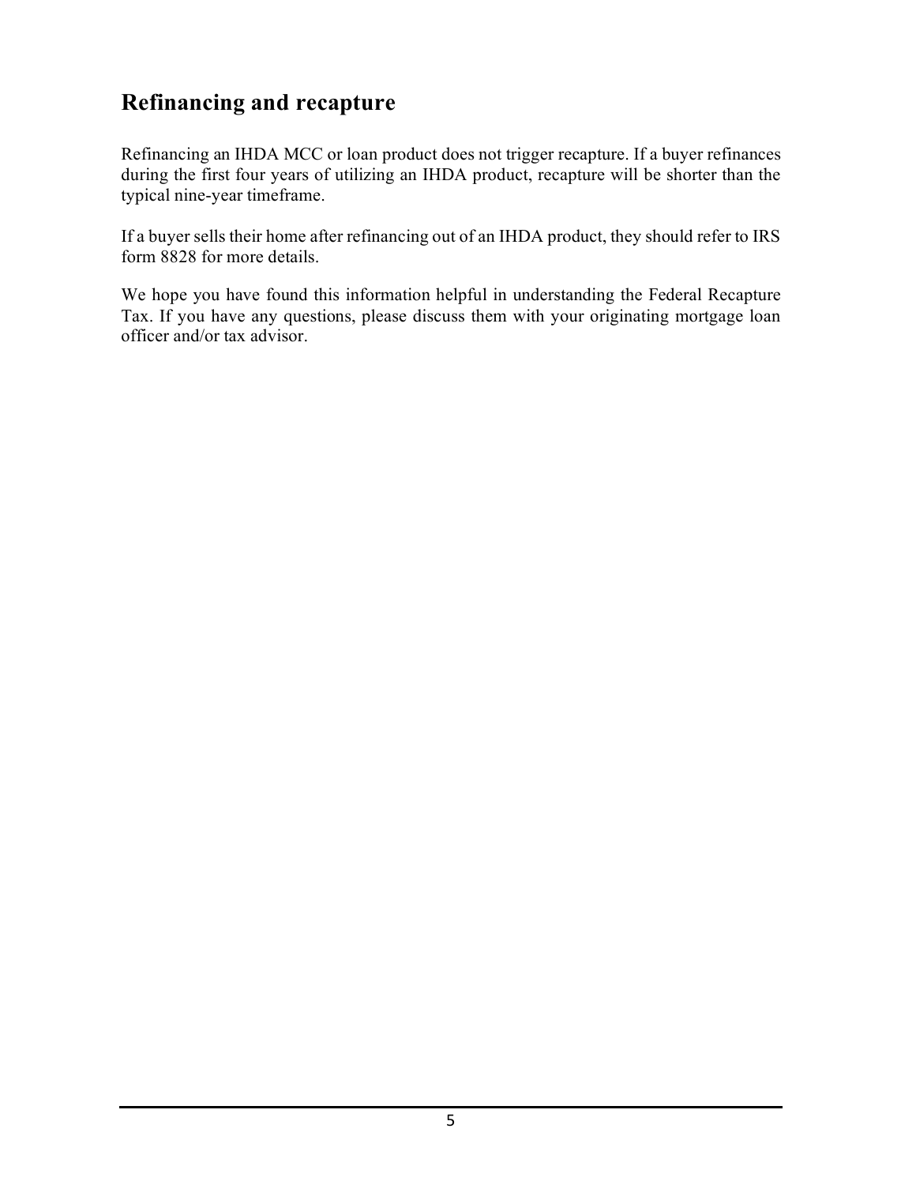## Refinancing and recapture

Refinancing an IHDA MCC or loan product does not trigger recapture. If a buyer refinances during the first four years of utilizing an IHDA product, recapture will be shorter than the typical nine-year timeframe.

If a buyer sells their home after refinancing out of an IHDA product, they should refer to IRS form 8828 for more details.

We hope you have found this information helpful in understanding the Federal Recapture Tax. If you have any questions, please discuss them with your originating mortgage loan officer and/or tax advisor.